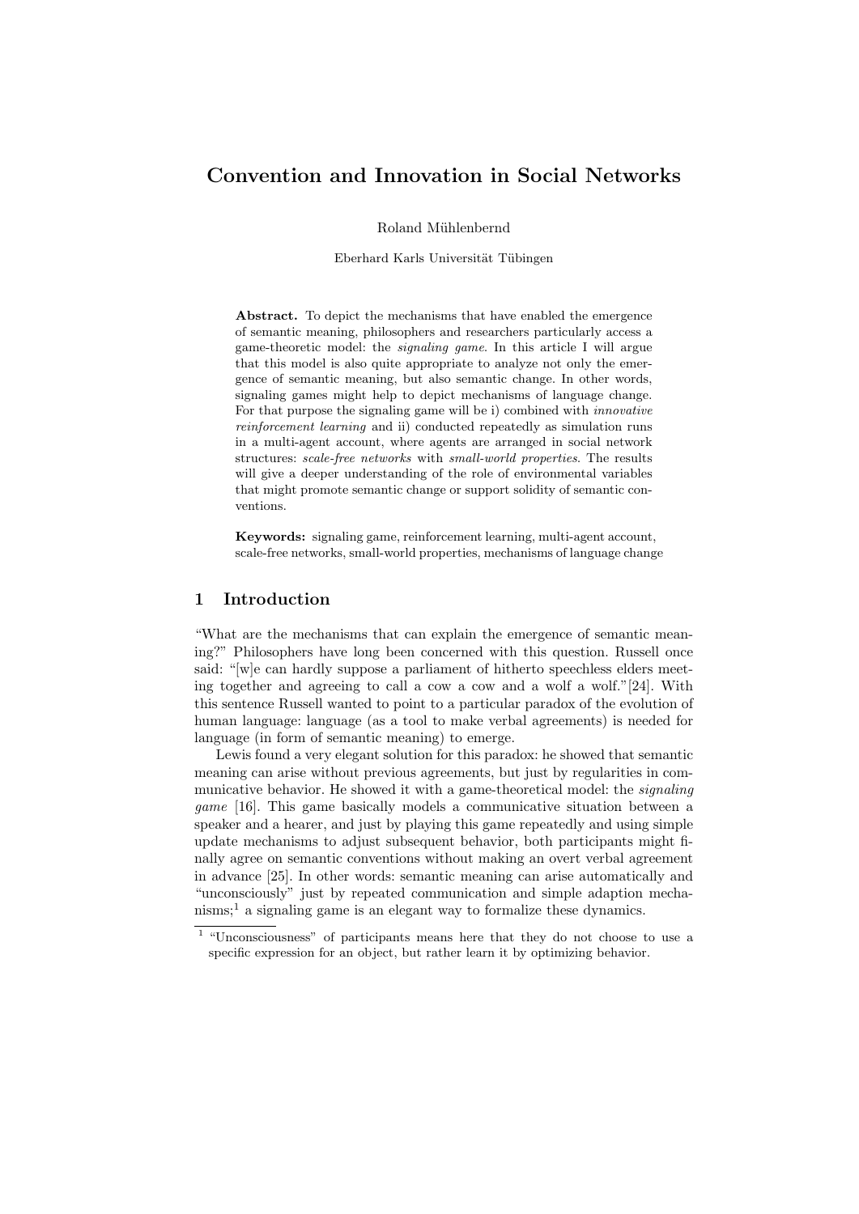# Convention and Innovation in Social Networks

Roland Mühlenbernd

Eberhard Karls Universität Tübingen

**Abstract.** To depict the mechanisms that have enabled the emergence of semantic meaning, philosophers and researchers particularly access a game-theoretic model: the *signaling game*. In this article I will argue that this model is also quite appropriate to analyze not only the emergence of semantic meaning, but also semantic change. In other words, signaling games might help to depict mechanisms of language change. For that purpose the signaling game will be i) combined with *innovative reinforcement learning* and ii) conducted repeatedly as simulation runs in a multi-agent account, where agents are arranged in social network structures: *scale-free networks* with *small-world properties*. The results will give a deeper understanding of the role of environmental variables that might promote semantic change or support solidity of semantic conventions.

**Keywords:** signaling game, reinforcement learning, multi-agent account, scale-free networks, small-world properties, mechanisms of language change

## 1 Introduction

"What are the mechanisms that can explain the emergence of semantic meaning?" Philosophers have long been concerned with this question. Russell once said: "[w]e can hardly suppose a parliament of hitherto speechless elders meeting together and agreeing to call a cow a cow and a wolf a wolf."[24]. With this sentence Russell wanted to point to a particular paradox of the evolution of human language: language (as a tool to make verbal agreements) is needed for language (in form of semantic meaning) to emerge.

Lewis found a very elegant solution for this paradox: he showed that semantic meaning can arise without previous agreements, but just by regularities in communicative behavior. He showed it with a game-theoretical model: the *signaling game* [16]. This game basically models a communicative situation between a speaker and a hearer, and just by playing this game repeatedly and using simple update mechanisms to adjust subsequent behavior, both participants might finally agree on semantic conventions without making an overt verbal agreement in advance [25]. In other words: semantic meaning can arise automatically and "unconsciously" just by repeated communication and simple adaption mechanisms;[1] a signaling game is an elegant way to formalize these dynamics.

[1] "Unconsciousness" of participants means here that they do not choose to use a specific expression for an object, but rather learn it by optimizing behavior.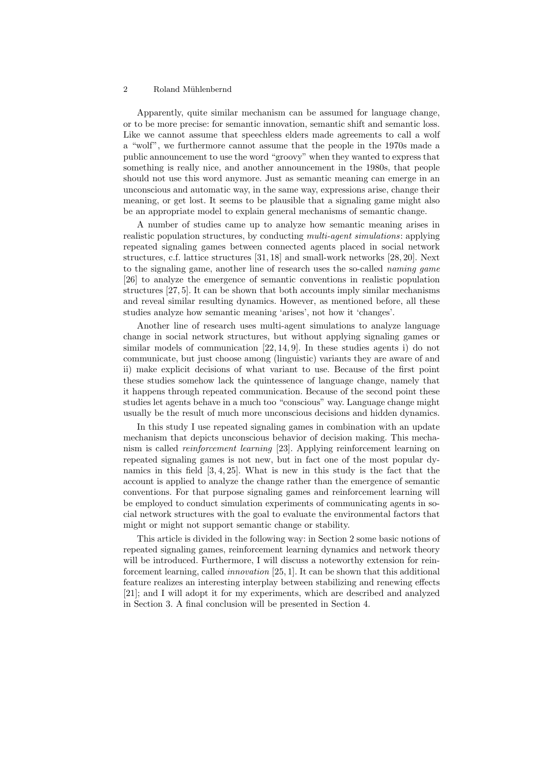Apparently, quite similar mechanism can be assumed for language change, or to be more precise: for semantic innovation, semantic shift and semantic loss. Like we cannot assume that speechless elders made agreements to call a wolf a "wolf", we furthermore cannot assume that the people in the 1970s made a public announcement to use the word "groovy" when they wanted to express that something is really nice, and another announcement in the 1980s, that people should not use this word anymore. Just as semantic meaning can emerge in an unconscious and automatic way, in the same way, expressions arise, change their meaning, or get lost. It seems to be plausible that a signaling game might also be an appropriate model to explain general mechanisms of semantic change.

A number of studies came up to analyze how semantic meaning arises in realistic population structures, by conducting *multi-agent simulations*: applying repeated signaling games between connected agents placed in social network structures, c.f. lattice structures [31, 18] and small-work networks [28, 20]. Next to the signaling game, another line of research uses the so-called *naming game* [26] to analyze the emergence of semantic conventions in realistic population structures [27, 5]. It can be shown that both accounts imply similar mechanisms and reveal similar resulting dynamics. However, as mentioned before, all these studies analyze how semantic meaning 'arises', not how it 'changes'.

Another line of research uses multi-agent simulations to analyze language change in social network structures, but without applying signaling games or similar models of communication [22, 14, 9]. In these studies agents i) do not communicate, but just choose among (linguistic) variants they are aware of and ii) make explicit decisions of what variant to use. Because of the first point these studies somehow lack the quintessence of language change, namely that it happens through repeated communication. Because of the second point these studies let agents behave in a much too "conscious" way. Language change might usually be the result of much more unconscious decisions and hidden dynamics.

In this study I use repeated signaling games in combination with an update mechanism that depicts unconscious behavior of decision making. This mechanism is called *reinforcement learning* [23]. Applying reinforcement learning on repeated signaling games is not new, but in fact one of the most popular dynamics in this field [3, 4, 25]. What is new in this study is the fact that the account is applied to analyze the change rather than the emergence of semantic conventions. For that purpose signaling games and reinforcement learning will be employed to conduct simulation experiments of communicating agents in social network structures with the goal to evaluate the environmental factors that might or might not support semantic change or stability.

This article is divided in the following way: in Section 2 some basic notions of repeated signaling games, reinforcement learning dynamics and network theory will be introduced. Furthermore, I will discuss a noteworthy extension for reinforcement learning, called *innovation* [25, 1]. It can be shown that this additional feature realizes an interesting interplay between stabilizing and renewing effects [21]; and I will adopt it for my experiments, which are described and analyzed in Section 3. A final conclusion will be presented in Section 4.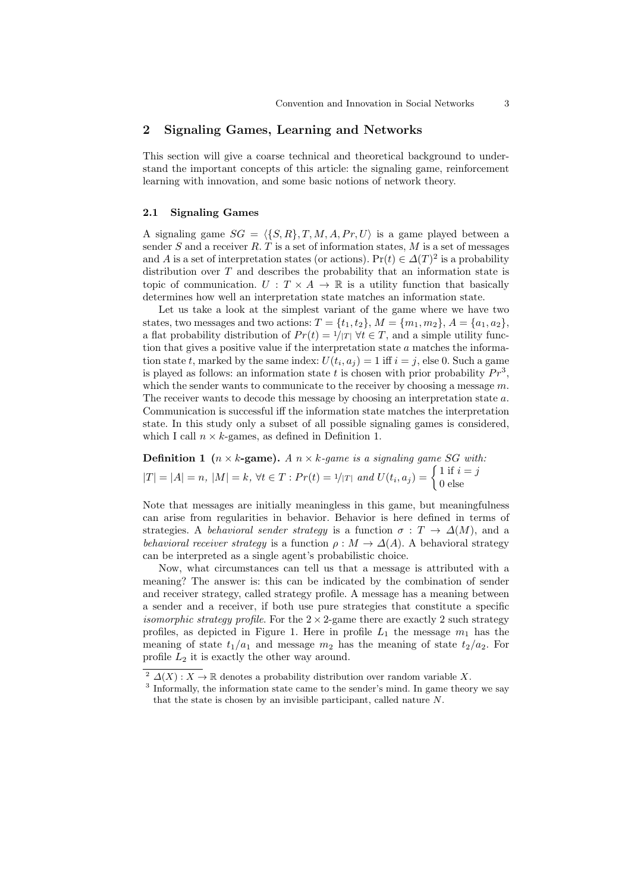## 2 Signaling Games, Learning and Networks

This section will give a coarse technical and theoretical background to understand the important concepts of this article: the signaling game, reinforcement learning with innovation, and some basic notions of network theory.

### 2.1 Signaling Games

A signaling game $SG = \langle \{S, R\}, T, M, A, Pr, U \rangle$ is a game played between a sender $S$ and a receiver $R$. $T$ is a set of information states, $M$ is a set of messages and $A$ is a set of interpretation states (or actions). $\Pr(t) \in \Delta(T)$[2] is a probability distribution over $T$ and describes the probability that an information state is topic of communication. $U : T \times A \to \mathbb{R}$ is a utility function that basically determines how well an interpretation state matches an information state.

Let us take a look at the simplest variant of the game where we have two states, two messages and two actions: $T = \{t_1, t_2\}$, $M = \{m_1, m_2\}$, $A = \{a_1, a_2\}$, a flat probability distribution of $Pr(t) = 1/|T|\ \forall t \in T$, and a simple utility function that gives a positive value if the interpretation state $a$ matches the information state $t$, marked by the same index: $U(t_i, a_j) = 1$ iff $i = j$, else 0. Such a game is played as follows: an information state $t$ is chosen with prior probability $Pr$[3], which the sender wants to communicate to the receiver by choosing a message $m$. The receiver wants to decode this message by choosing an interpretation state $a$. Communication is successful iff the information state matches the interpretation state. In this study only a subset of all possible signaling games is considered, which I call $n \times k$-games, as defined in Definition 1.

**Definition 1** **($n \times k$-game).** *A $n \times k$-game is a signaling game $SG$ with:* $|T| = |A| = n$, $|M| = k$, $\forall t \in T : Pr(t) = 1/|T|$ *and* $U(t_i, a_j) = \begin{cases} 1 \text{ if } i = j \\ 0 \text{ else} \end{cases}$

Note that messages are initially meaningless in this game, but meaningfulness can arise from regularities in behavior. Behavior is here defined in terms of strategies. A *behavioral sender strategy* is a function $\sigma : T \to \Delta(M)$, and a *behavioral receiver strategy* is a function $\rho : M \to \Delta(A)$. A behavioral strategy can be interpreted as a single agent's probabilistic choice.

Now, what circumstances can tell us that a message is attributed with a meaning? The answer is: this can be indicated by the combination of sender and receiver strategy, called strategy profile. A message has a meaning between a sender and a receiver, if both use pure strategies that constitute a specific *isomorphic strategy profile*. For the $2 \times 2$-game there are exactly 2 such strategy profiles, as depicted in Figure 1. Here in profile $L_1$ the message $m_1$ has the meaning of state $t_1/a_1$ and message $m_2$ has the meaning of state $t_2/a_2$. For profile $L_2$ it is exactly the other way around.

---

[2] $\Delta(X) : X \to \mathbb{R}$ denotes a probability distribution over random variable $X$.

[3] Informally, the information state came to the sender's mind. In game theory we say that the state is chosen by an invisible participant, called nature $N$.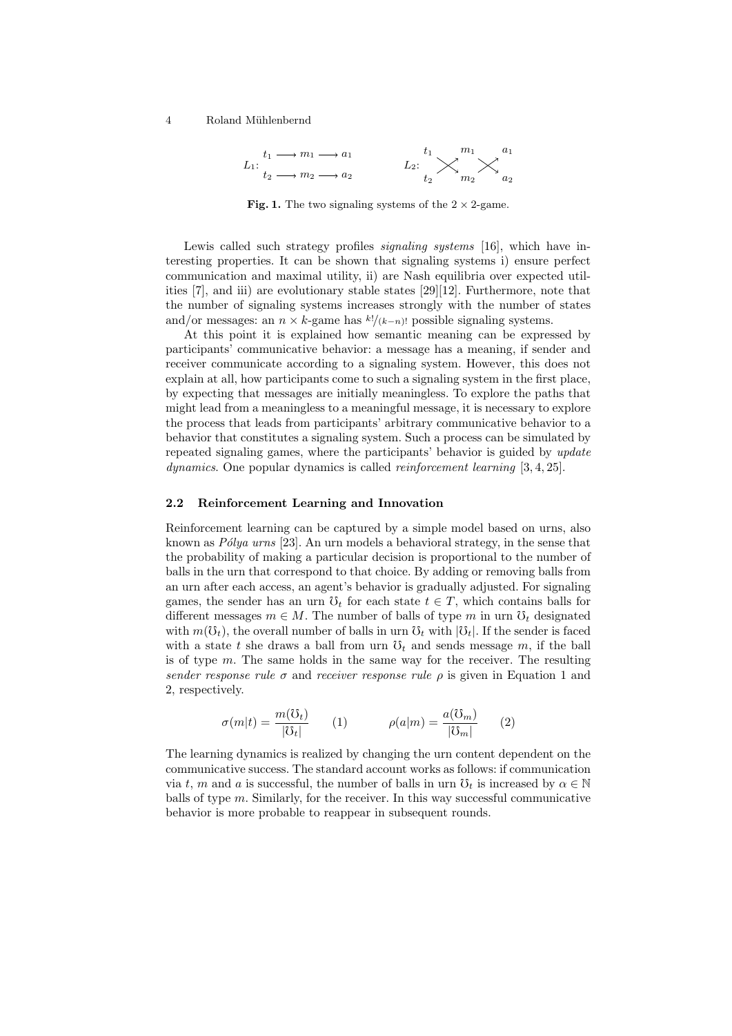$$L_1: \begin{array}{l} t_1 \longrightarrow m_1 \longrightarrow a_1 \\ t_2 \longrightarrow m_2 \longrightarrow a_2 \end{array} \qquad L_2: \begin{array}{l} t_1 \searrow\!\!\!\!\nearrow m_1 \searrow\!\!\!\!\nearrow a_1 \\ t_2 \nearrow\!\!\!\!\searrow m_2 \nearrow\!\!\!\!\searrow a_2 \end{array}$$

**Fig. 1.** The two signaling systems of the $2 \times 2$-game.

Lewis called such strategy profiles *signaling systems* [16], which have interesting properties. It can be shown that signaling systems i) ensure perfect communication and maximal utility, ii) are Nash equilibria over expected utilities [7], and iii) are evolutionary stable states [29][12]. Furthermore, note that the number of signaling systems increases strongly with the number of states and/or messages: an $n \times k$-game has $k!/(k-n)!$ possible signaling systems.

At this point it is explained how semantic meaning can be expressed by participants' communicative behavior: a message has a meaning, if sender and receiver communicate according to a signaling system. However, this does not explain at all, how participants come to such a signaling system in the first place, by expecting that messages are initially meaningless. To explore the paths that might lead from a meaningless to a meaningful message, it is necessary to explore the process that leads from participants' arbitrary communicative behavior to a behavior that constitutes a signaling system. Such a process can be simulated by repeated signaling games, where the participants' behavior is guided by *update dynamics*. One popular dynamics is called *reinforcement learning* [3, 4, 25].

### 2.2 Reinforcement Learning and Innovation

Reinforcement learning can be captured by a simple model based on urns, also known as *Pólya urns* [23]. An urn models a behavioral strategy, in the sense that the probability of making a particular decision is proportional to the number of balls in the urn that correspond to that choice. By adding or removing balls from an urn after each access, an agent's behavior is gradually adjusted. For signaling games, the sender has an urn $\mho_t$ for each state $t \in T$, which contains balls for different messages $m \in M$. The number of balls of type $m$ in urn $\mho_t$ designated with $m(\mho_t)$, the overall number of balls in urn $\mho_t$ with $|\mho_t|$. If the sender is faced with a state $t$ she draws a ball from urn $\mho_t$ and sends message $m$, if the ball is of type $m$. The same holds in the same way for the receiver. The resulting *sender response rule* $\sigma$ and *receiver response rule* $\rho$ is given in Equation 1 and 2, respectively.

$$\sigma(m|t) = \frac{m(\mho_t)}{|\mho_t|} \quad (1) \qquad\qquad \rho(a|m) = \frac{a(\mho_m)}{|\mho_m|} \quad (2)$$

The learning dynamics is realized by changing the urn content dependent on the communicative success. The standard account works as follows: if communication via $t$, $m$ and $a$ is successful, the number of balls in urn $\mho_t$ is increased by $\alpha \in \mathbb{N}$ balls of type $m$. Similarly, for the receiver. In this way successful communicative behavior is more probable to reappear in subsequent rounds.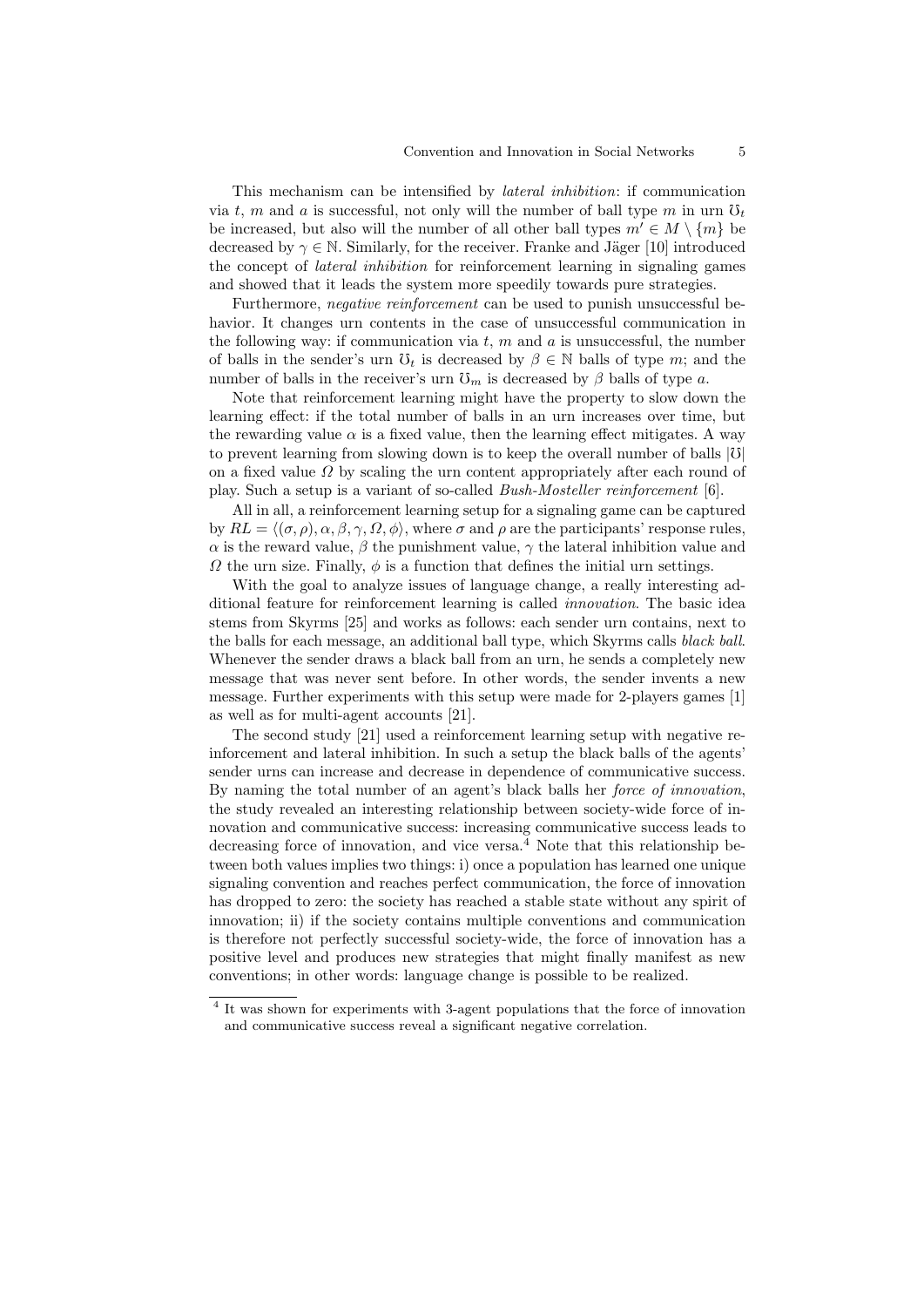This mechanism can be intensified by *lateral inhibition*: if communication via $t$, $m$ and $a$ is successful, not only will the number of ball type $m$ in urn $\mho_t$ be increased, but also will the number of all other ball types $m' \in M \setminus \{m\}$ be decreased by $\gamma \in \mathbb{N}$. Similarly, for the receiver. Franke and Jäger [10] introduced the concept of *lateral inhibition* for reinforcement learning in signaling games and showed that it leads the system more speedily towards pure strategies.

Furthermore, *negative reinforcement* can be used to punish unsuccessful behavior. It changes urn contents in the case of unsuccessful communication in the following way: if communication via $t$, $m$ and $a$ is unsuccessful, the number of balls in the sender's urn $\mho_t$ is decreased by $\beta \in \mathbb{N}$ balls of type $m$; and the number of balls in the receiver's urn $\mho_m$ is decreased by $\beta$ balls of type $a$.

Note that reinforcement learning might have the property to slow down the learning effect: if the total number of balls in an urn increases over time, but the rewarding value $\alpha$ is a fixed value, then the learning effect mitigates. A way to prevent learning from slowing down is to keep the overall number of balls $|\mho|$ on a fixed value $\Omega$ by scaling the urn content appropriately after each round of play. Such a setup is a variant of so-called *Bush-Mosteller reinforcement* [6].

All in all, a reinforcement learning setup for a signaling game can be captured by $RL = \langle(\sigma, \rho), \alpha, \beta, \gamma, \Omega, \phi\rangle$, where $\sigma$ and $\rho$ are the participants' response rules, $\alpha$ is the reward value, $\beta$ the punishment value, $\gamma$ the lateral inhibition value and $\Omega$ the urn size. Finally, $\phi$ is a function that defines the initial urn settings.

With the goal to analyze issues of language change, a really interesting additional feature for reinforcement learning is called *innovation*. The basic idea stems from Skyrms [25] and works as follows: each sender urn contains, next to the balls for each message, an additional ball type, which Skyrms calls *black ball*. Whenever the sender draws a black ball from an urn, he sends a completely new message that was never sent before. In other words, the sender invents a new message. Further experiments with this setup were made for 2-players games [1] as well as for multi-agent accounts [21].

The second study [21] used a reinforcement learning setup with negative reinforcement and lateral inhibition. In such a setup the black balls of the agents' sender urns can increase and decrease in dependence of communicative success. By naming the total number of an agent's black balls her *force of innovation*, the study revealed an interesting relationship between society-wide force of innovation and communicative success: increasing communicative success leads to decreasing force of innovation, and vice versa.[4] Note that this relationship between both values implies two things: i) once a population has learned one unique signaling convention and reaches perfect communication, the force of innovation has dropped to zero: the society has reached a stable state without any spirit of innovation; ii) if the society contains multiple conventions and communication is therefore not perfectly successful society-wide, the force of innovation has a positive level and produces new strategies that might finally manifest as new conventions; in other words: language change is possible to be realized.

[4] It was shown for experiments with 3-agent populations that the force of innovation and communicative success reveal a significant negative correlation.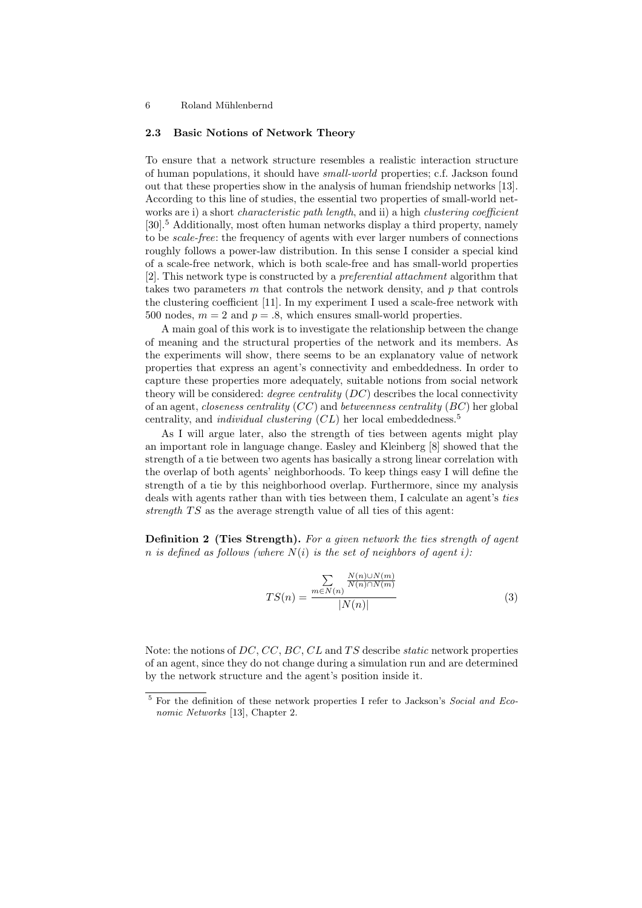### 2.3 Basic Notions of Network Theory

To ensure that a network structure resembles a realistic interaction structure of human populations, it should have *small-world* properties; c.f. Jackson found out that these properties show in the analysis of human friendship networks [13]. According to this line of studies, the essential two properties of small-world networks are i) a short *characteristic path length*, and ii) a high *clustering coefficient* [30].[5] Additionally, most often human networks display a third property, namely to be *scale-free*: the frequency of agents with ever larger numbers of connections roughly follows a power-law distribution. In this sense I consider a special kind of a scale-free network, which is both scale-free and has small-world properties [2]. This network type is constructed by a *preferential attachment* algorithm that takes two parameters $m$ that controls the network density, and $p$ that controls the clustering coefficient [11]. In my experiment I used a scale-free network with 500 nodes, $m = 2$ and $p = .8$, which ensures small-world properties.

A main goal of this work is to investigate the relationship between the change of meaning and the structural properties of the network and its members. As the experiments will show, there seems to be an explanatory value of network properties that express an agent's connectivity and embeddedness. In order to capture these properties more adequately, suitable notions from social network theory will be considered: *degree centrality* ($DC$) describes the local connectivity of an agent, *closeness centrality* ($CC$) and *betweenness centrality* ($BC$) her global centrality, and *individual clustering* ($CL$) her local embeddedness.[5]

As I will argue later, also the strength of ties between agents might play an important role in language change. Easley and Kleinberg [8] showed that the strength of a tie between two agents has basically a strong linear correlation with the overlap of both agents' neighborhoods. To keep things easy I will define the strength of a tie by this neighborhood overlap. Furthermore, since my analysis deals with agents rather than with ties between them, I calculate an agent's *ties strength* $TS$ as the average strength value of all ties of this agent:

**Definition 2 (Ties Strength).** *For a given network the ties strength of agent $n$ is defined as follows (where $N(i)$ is the set of neighbors of agent $i$):*

$$TS(n) = \frac{\sum_{m \in N(n)} \frac{N(n) \cup N(m)}{N(n) \cap N(m)}}{|N(n)|} \tag{3}$$

Note: the notions of $DC$, $CC$, $BC$, $CL$ and $TS$ describe *static* network properties of an agent, since they do not change during a simulation run and are determined by the network structure and the agent's position inside it.

---

[5] For the definition of these network properties I refer to Jackson's *Social and Economic Networks* [13], Chapter 2.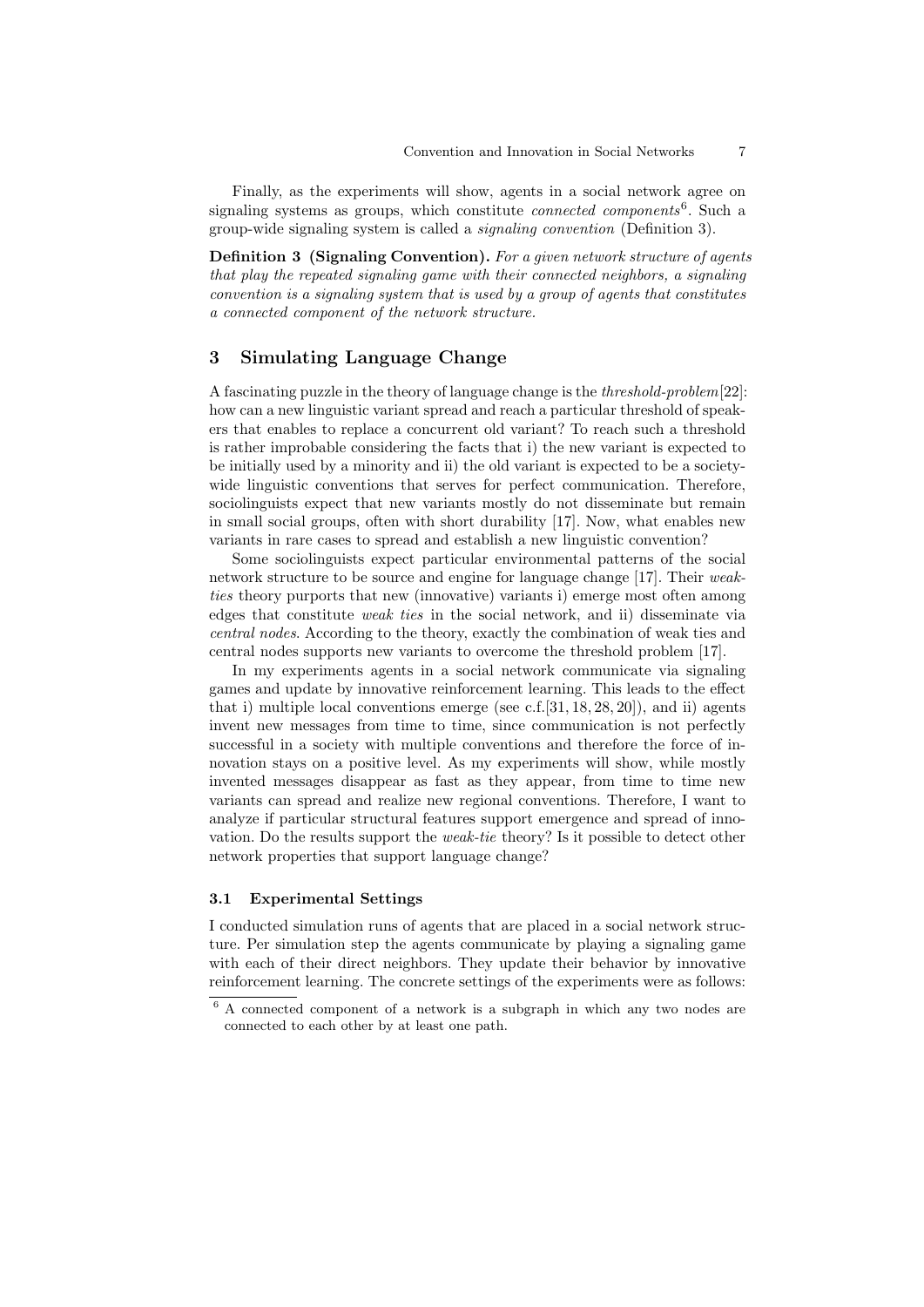Finally, as the experiments will show, agents in a social network agree on signaling systems as groups, which constitute *connected components*[6]. Such a group-wide signaling system is called a *signaling convention* (Definition 3).

**Definition 3 (Signaling Convention).** *For a given network structure of agents that play the repeated signaling game with their connected neighbors, a signaling convention is a signaling system that is used by a group of agents that constitutes a connected component of the network structure.*

## 3 Simulating Language Change

A fascinating puzzle in the theory of language change is the *threshold-problem*[22]: how can a new linguistic variant spread and reach a particular threshold of speakers that enables to replace a concurrent old variant? To reach such a threshold is rather improbable considering the facts that i) the new variant is expected to be initially used by a minority and ii) the old variant is expected to be a society-wide linguistic conventions that serves for perfect communication. Therefore, sociolinguists expect that new variants mostly do not disseminate but remain in small social groups, often with short durability [17]. Now, what enables new variants in rare cases to spread and establish a new linguistic convention?

Some sociolinguists expect particular environmental patterns of the social network structure to be source and engine for language change [17]. Their *weak-ties* theory purports that new (innovative) variants i) emerge most often among edges that constitute *weak ties* in the social network, and ii) disseminate via *central nodes*. According to the theory, exactly the combination of weak ties and central nodes supports new variants to overcome the threshold problem [17].

In my experiments agents in a social network communicate via signaling games and update by innovative reinforcement learning. This leads to the effect that i) multiple local conventions emerge (see c.f.[31, 18, 28, 20]), and ii) agents invent new messages from time to time, since communication is not perfectly successful in a society with multiple conventions and therefore the force of innovation stays on a positive level. As my experiments will show, while mostly invented messages disappear as fast as they appear, from time to time new variants can spread and realize new regional conventions. Therefore, I want to analyze if particular structural features support emergence and spread of innovation. Do the results support the *weak-tie* theory? Is it possible to detect other network properties that support language change?

### 3.1 Experimental Settings

I conducted simulation runs of agents that are placed in a social network structure. Per simulation step the agents communicate by playing a signaling game with each of their direct neighbors. They update their behavior by innovative reinforcement learning. The concrete settings of the experiments were as follows:

[6] A connected component of a network is a subgraph in which any two nodes are connected to each other by at least one path.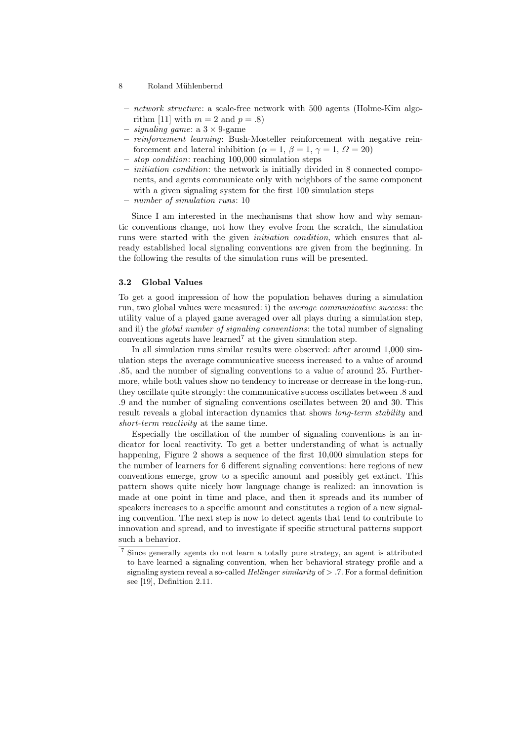- *network structure*: a scale-free network with 500 agents (Holme-Kim algorithm [11] with $m = 2$ and $p = .8$)
- *signaling game*: a $3 \times 9$-game
- *reinforcement learning*: Bush-Mosteller reinforcement with negative reinforcement and lateral inhibition ($\alpha = 1$, $\beta = 1$, $\gamma = 1$, $\Omega = 20$)
- *stop condition*: reaching 100,000 simulation steps
- *initiation condition*: the network is initially divided in 8 connected components, and agents communicate only with neighbors of the same component with a given signaling system for the first 100 simulation steps
- *number of simulation runs*: 10

Since I am interested in the mechanisms that show how and why semantic conventions change, not how they evolve from the scratch, the simulation runs were started with the given *initiation condition*, which ensures that already established local signaling conventions are given from the beginning. In the following the results of the simulation runs will be presented.

### 3.2 Global Values

To get a good impression of how the population behaves during a simulation run, two global values were measured: i) the *average communicative success*: the utility value of a played game averaged over all plays during a simulation step, and ii) the *global number of signaling conventions*: the total number of signaling conventions agents have learned[7] at the given simulation step.

In all simulation runs similar results were observed: after around 1,000 simulation steps the average communicative success increased to a value of around .85, and the number of signaling conventions to a value of around 25. Furthermore, while both values show no tendency to increase or decrease in the long-run, they oscillate quite strongly: the communicative success oscillates between .8 and .9 and the number of signaling conventions oscillates between 20 and 30. This result reveals a global interaction dynamics that shows *long-term stability* and *short-term reactivity* at the same time.

Especially the oscillation of the number of signaling conventions is an indicator for local reactivity. To get a better understanding of what is actually happening, Figure 2 shows a sequence of the first 10,000 simulation steps for the number of learners for 6 different signaling conventions: here regions of new conventions emerge, grow to a specific amount and possibly get extinct. This pattern shows quite nicely how language change is realized: an innovation is made at one point in time and place, and then it spreads and its number of speakers increases to a specific amount and constitutes a region of a new signaling convention. The next step is now to detect agents that tend to contribute to innovation and spread, and to investigate if specific structural patterns support such a behavior.

[7] Since generally agents do not learn a totally pure strategy, an agent is attributed to have learned a signaling convention, when her behavioral strategy profile and a signaling system reveal a so-called *Hellinger similarity* of $> .7$. For a formal definition see [19], Definition 2.11.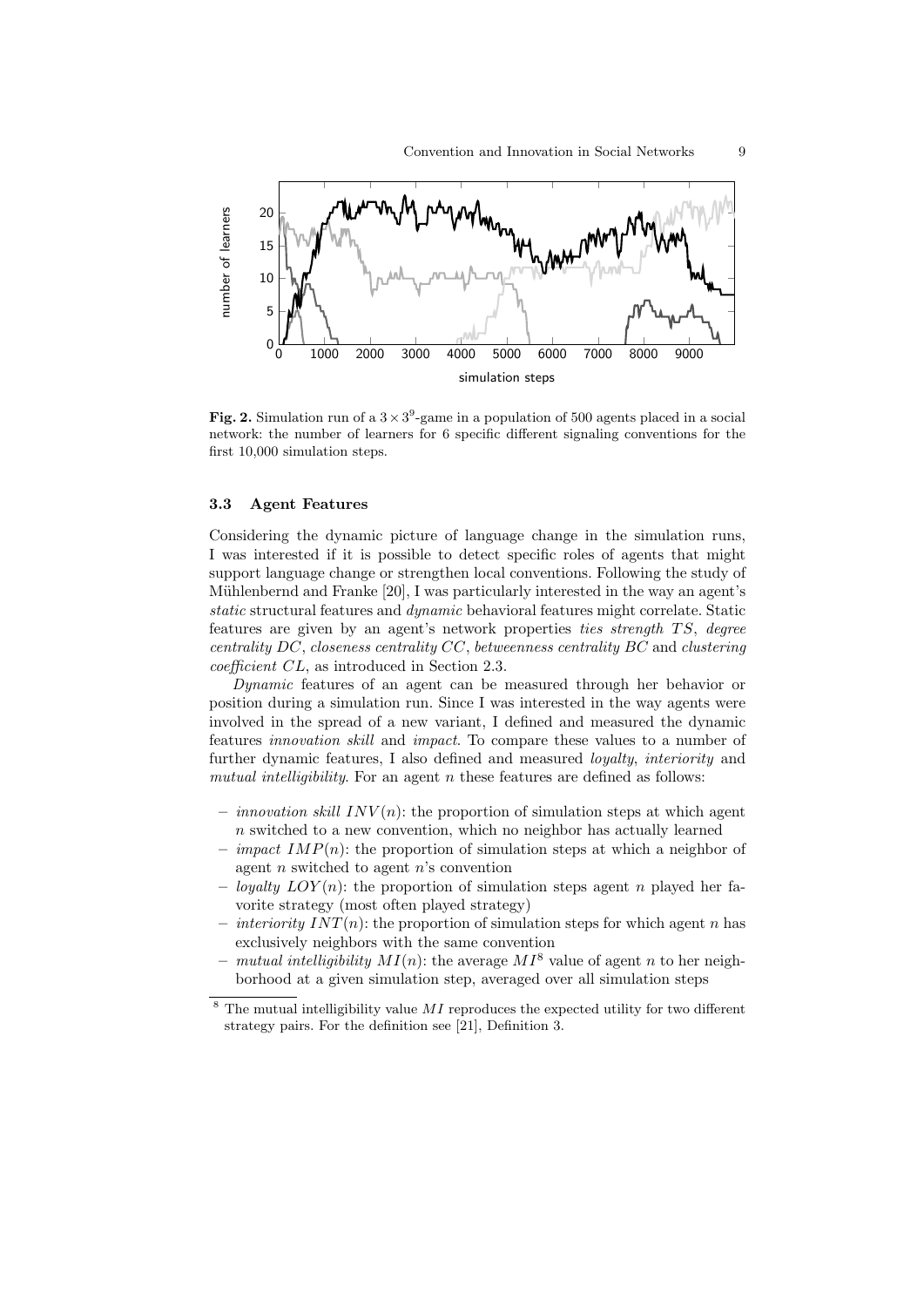**Fig. 2.** Simulation run of a $3 \times 3^9$-game in a population of 500 agents placed in a social network: the number of learners for 6 specific different signaling conventions for the first 10,000 simulation steps.

### 3.3 Agent Features

Considering the dynamic picture of language change in the simulation runs, I was interested if it is possible to detect specific roles of agents that might support language change or strengthen local conventions. Following the study of Mühlenbernd and Franke [20], I was particularly interested in the way an agent's *static* structural features and *dynamic* behavioral features might correlate. Static features are given by an agent's network properties *ties strength* $TS$, *degree centrality* $DC$, *closeness centrality* $CC$, *betweenness centrality* $BC$ and *clustering coefficient* $CL$, as introduced in Section 2.3.

*Dynamic* features of an agent can be measured through her behavior or position during a simulation run. Since I was interested in the way agents were involved in the spread of a new variant, I defined and measured the dynamic features *innovation skill* and *impact*. To compare these values to a number of further dynamic features, I also defined and measured *loyalty*, *interiority* and *mutual intelligibility*. For an agent $n$ these features are defined as follows:

- *innovation skill* $INV(n)$: the proportion of simulation steps at which agent $n$ switched to a new convention, which no neighbor has actually learned
- *impact* $IMP(n)$: the proportion of simulation steps at which a neighbor of agent $n$ switched to agent $n$'s convention
- *loyalty* $LOY(n)$: the proportion of simulation steps agent $n$ played her favorite strategy (most often played strategy)
- *interiority* $INT(n)$: the proportion of simulation steps for which agent $n$ has exclusively neighbors with the same convention
- *mutual intelligibility* $MI(n)$: the average $MI$[8] value of agent $n$ to her neighborhood at a given simulation step, averaged over all simulation steps

[8] The mutual intelligibility value $MI$ reproduces the expected utility for two different strategy pairs. For the definition see [21], Definition 3.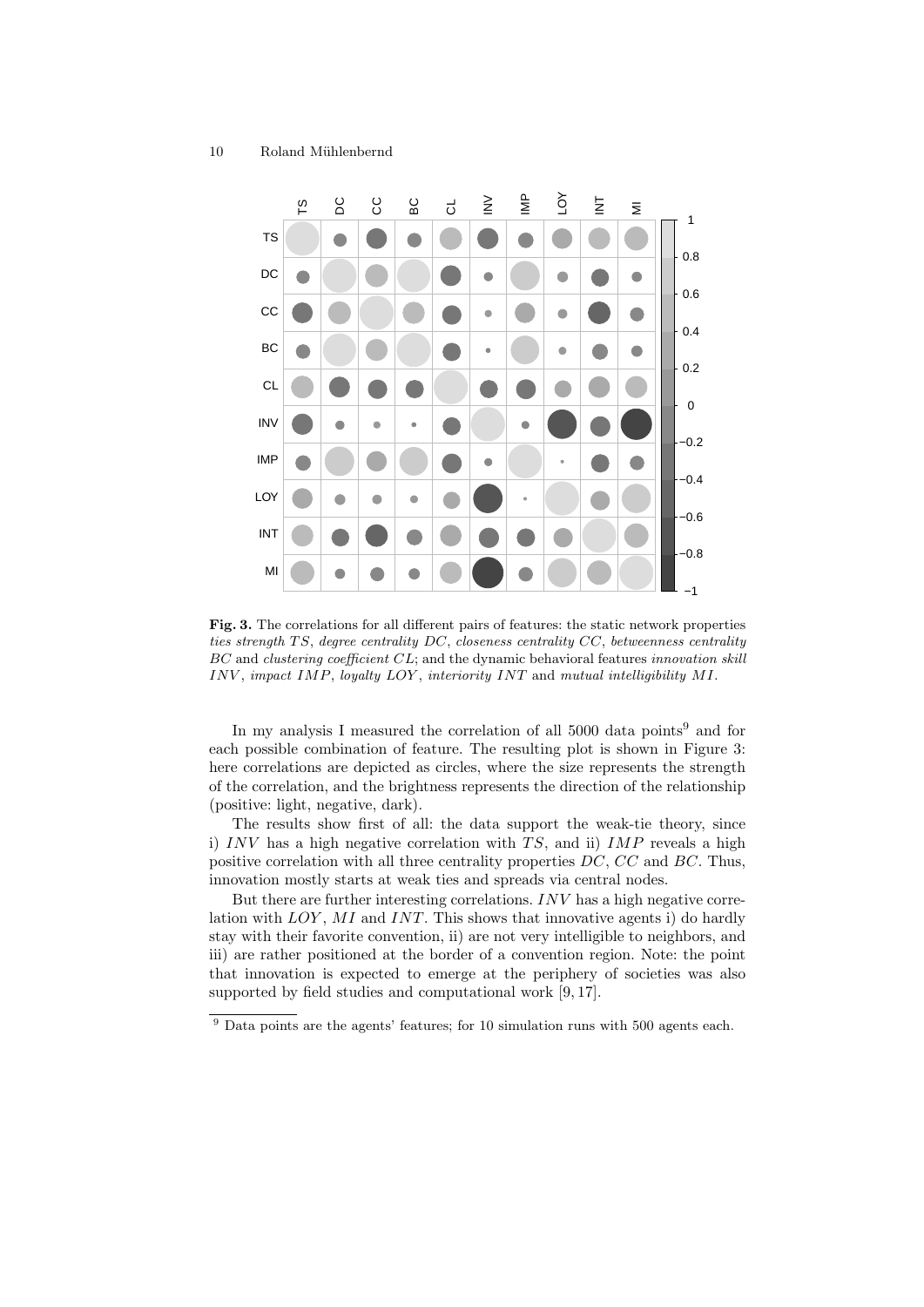**Fig. 3.** The correlations for all different pairs of features: the static network properties *ties strength* $TS$, *degree centrality* $DC$, *closeness centrality* $CC$, *betweenness centrality* $BC$ and *clustering coefficient* $CL$; and the dynamic behavioral features *innovation skill* $INV$, *impact* $IMP$, *loyalty* $LOY$, *interiority* $INT$ and *mutual intelligibility* $MI$.

In my analysis I measured the correlation of all 5000 data points[9] and for each possible combination of feature. The resulting plot is shown in Figure 3: here correlations are depicted as circles, where the size represents the strength of the correlation, and the brightness represents the direction of the relationship (positive: light, negative, dark).

The results show first of all: the data support the weak-tie theory, since i) $INV$ has a high negative correlation with $TS$, and ii) $IMP$ reveals a high positive correlation with all three centrality properties $DC$, $CC$ and $BC$. Thus, innovation mostly starts at weak ties and spreads via central nodes.

But there are further interesting correlations. $INV$ has a high negative correlation with $LOY$, $MI$ and $INT$. This shows that innovative agents i) do hardly stay with their favorite convention, ii) are not very intelligible to neighbors, and iii) are rather positioned at the border of a convention region. Note: the point that innovation is expected to emerge at the periphery of societies was also supported by field studies and computational work [9, 17].

[9] Data points are the agents' features; for 10 simulation runs with 500 agents each.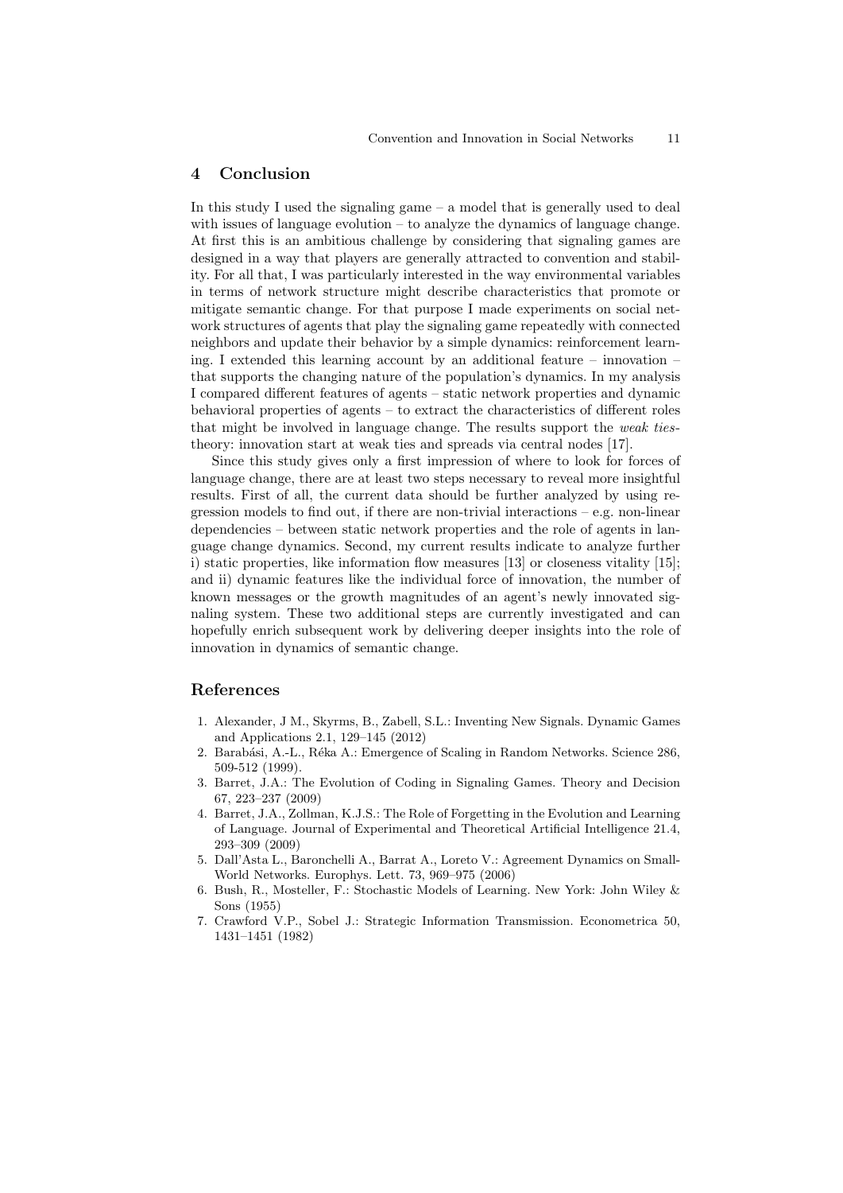## 4 Conclusion

In this study I used the signaling game – a model that is generally used to deal with issues of language evolution – to analyze the dynamics of language change. At first this is an ambitious challenge by considering that signaling games are designed in a way that players are generally attracted to convention and stability. For all that, I was particularly interested in the way environmental variables in terms of network structure might describe characteristics that promote or mitigate semantic change. For that purpose I made experiments on social network structures of agents that play the signaling game repeatedly with connected neighbors and update their behavior by a simple dynamics: reinforcement learning. I extended this learning account by an additional feature – innovation – that supports the changing nature of the population's dynamics. In my analysis I compared different features of agents – static network properties and dynamic behavioral properties of agents – to extract the characteristics of different roles that might be involved in language change. The results support the *weak ties*-theory: innovation start at weak ties and spreads via central nodes [17].

Since this study gives only a first impression of where to look for forces of language change, there are at least two steps necessary to reveal more insightful results. First of all, the current data should be further analyzed by using regression models to find out, if there are non-trivial interactions – e.g. non-linear dependencies – between static network properties and the role of agents in language change dynamics. Second, my current results indicate to analyze further i) static properties, like information flow measures [13] or closeness vitality [15]; and ii) dynamic features like the individual force of innovation, the number of known messages or the growth magnitudes of an agent's newly innovated signaling system. These two additional steps are currently investigated and can hopefully enrich subsequent work by delivering deeper insights into the role of innovation in dynamics of semantic change.

## References

1. Alexander, J M., Skyrms, B., Zabell, S.L.: Inventing New Signals. Dynamic Games and Applications 2.1, 129–145 (2012)
2. Barabási, A.-L., Réka A.: Emergence of Scaling in Random Networks. Science 286, 509-512 (1999).
3. Barret, J.A.: The Evolution of Coding in Signaling Games. Theory and Decision 67, 223–237 (2009)
4. Barret, J.A., Zollman, K.J.S.: The Role of Forgetting in the Evolution and Learning of Language. Journal of Experimental and Theoretical Artificial Intelligence 21.4, 293–309 (2009)
5. Dall'Asta L., Baronchelli A., Barrat A., Loreto V.: Agreement Dynamics on Small-World Networks. Europhys. Lett. 73, 969–975 (2006)
6. Bush, R., Mosteller, F.: Stochastic Models of Learning. New York: John Wiley & Sons (1955)
7. Crawford V.P., Sobel J.: Strategic Information Transmission. Econometrica 50, 1431–1451 (1982)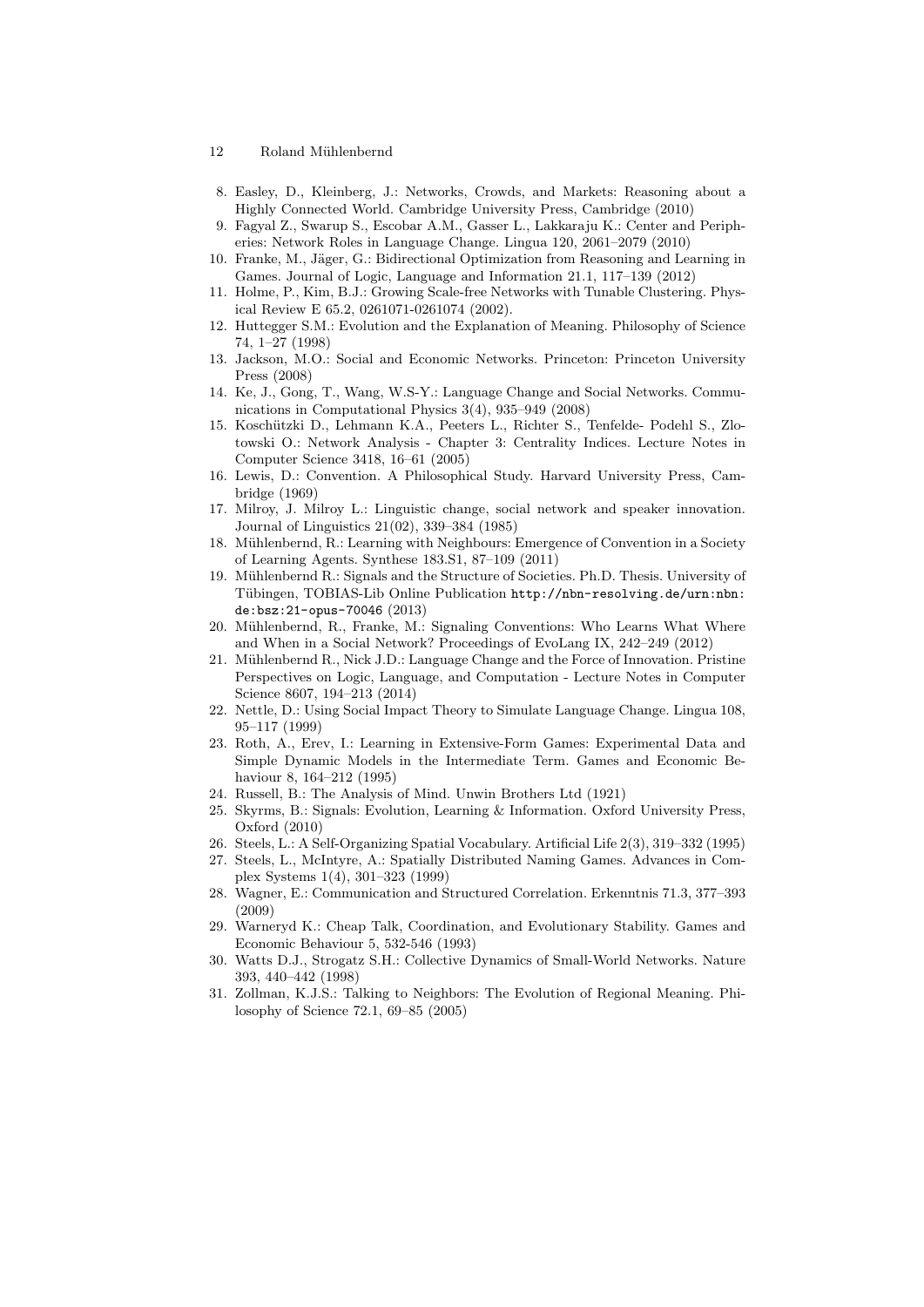8. Easley, D., Kleinberg, J.: Networks, Crowds, and Markets: Reasoning about a Highly Connected World. Cambridge University Press, Cambridge (2010)
9. Fagyal Z., Swarup S., Escobar A.M., Gasser L., Lakkaraju K.: Center and Peripheries: Network Roles in Language Change. Lingua 120, 2061–2079 (2010)
10. Franke, M., Jäger, G.: Bidirectional Optimization from Reasoning and Learning in Games. Journal of Logic, Language and Information 21.1, 117–139 (2012)
11. Holme, P., Kim, B.J.: Growing Scale-free Networks with Tunable Clustering. Physical Review E 65.2, 0261071-0261074 (2002).
12. Huttegger S.M.: Evolution and the Explanation of Meaning. Philosophy of Science 74, 1–27 (1998)
13. Jackson, M.O.: Social and Economic Networks. Princeton: Princeton University Press (2008)
14. Ke, J., Gong, T., Wang, W.S-Y.: Language Change and Social Networks. Communications in Computational Physics 3(4), 935–949 (2008)
15. Koschützki D., Lehmann K.A., Peeters L., Richter S., Tenfelde- Podehl S., Zlotowski O.: Network Analysis - Chapter 3: Centrality Indices. Lecture Notes in Computer Science 3418, 16–61 (2005)
16. Lewis, D.: Convention. A Philosophical Study. Harvard University Press, Cambridge (1969)
17. Milroy, J. Milroy L.: Linguistic change, social network and speaker innovation. Journal of Linguistics 21(02), 339–384 (1985)
18. Mühlenbernd, R.: Learning with Neighbours: Emergence of Convention in a Society of Learning Agents. Synthese 183.S1, 87–109 (2011)
19. Mühlenbernd R.: Signals and the Structure of Societies. Ph.D. Thesis. University of Tübingen, TOBIAS-Lib Online Publication `http://nbn-resolving.de/urn:nbn:de:bsz:21-opus-70046` (2013)
20. Mühlenbernd, R., Franke, M.: Signaling Conventions: Who Learns What Where and When in a Social Network? Proceedings of EvoLang IX, 242–249 (2012)
21. Mühlenbernd R., Nick J.D.: Language Change and the Force of Innovation. Pristine Perspectives on Logic, Language, and Computation - Lecture Notes in Computer Science 8607, 194–213 (2014)
22. Nettle, D.: Using Social Impact Theory to Simulate Language Change. Lingua 108, 95–117 (1999)
23. Roth, A., Erev, I.: Learning in Extensive-Form Games: Experimental Data and Simple Dynamic Models in the Intermediate Term. Games and Economic Behaviour 8, 164–212 (1995)
24. Russell, B.: The Analysis of Mind. Unwin Brothers Ltd (1921)
25. Skyrms, B.: Signals: Evolution, Learning & Information. Oxford University Press, Oxford (2010)
26. Steels, L.: A Self-Organizing Spatial Vocabulary. Artificial Life 2(3), 319–332 (1995)
27. Steels, L., McIntyre, A.: Spatially Distributed Naming Games. Advances in Complex Systems 1(4), 301–323 (1999)
28. Wagner, E.: Communication and Structured Correlation. Erkenntnis 71.3, 377–393 (2009)
29. Warneryd K.: Cheap Talk, Coordination, and Evolutionary Stability. Games and Economic Behaviour 5, 532-546 (1993)
30. Watts D.J., Strogatz S.H.: Collective Dynamics of Small-World Networks. Nature 393, 440–442 (1998)
31. Zollman, K.J.S.: Talking to Neighbors: The Evolution of Regional Meaning. Philosophy of Science 72.1, 69–85 (2005)